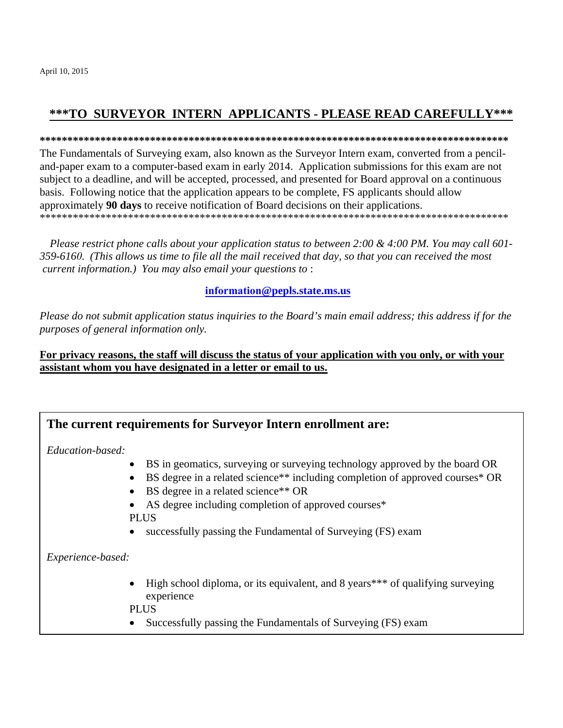April 10, 2015

# ***TO SURVEYOR INTERN APPLICANTS - PLEASE READ CAREFULLY***

**************************************************************************************

The Fundamentals of Surveying exam, also known as the Surveyor Intern exam, converted from a pencil-and-paper exam to a computer-based exam in early 2014. Application submissions for this exam are not subject to a deadline, and will be accepted, processed, and presented for Board approval on a continuous basis. Following notice that the application appears to be complete, FS applicants should allow approximately **90 days** to receive notification of Board decisions on their applications.

**************************************************************************************

*Please restrict phone calls about your application status to between 2:00 & 4:00 PM. You may call 601-359-6160. (This allows us time to file all the mail received that day, so that you can received the most current information.) You may also email your questions to* :

**information@pepls.state.ms.us**

*Please do not submit application status inquiries to the Board's main email address; this address if for the purposes of general information only.*

**For privacy reasons, the staff will discuss the status of your application with you only, or with your assistant whom you have designated in a letter or email to us.**

## The current requirements for Surveyor Intern enrollment are:

*Education-based:*

- BS in geomatics, surveying or surveying technology approved by the board OR
- BS degree in a related science** including completion of approved courses* OR
- BS degree in a related science** OR
- AS degree including completion of approved courses*

PLUS

- successfully passing the Fundamental of Surveying (FS) exam

*Experience-based:*

- High school diploma, or its equivalent, and 8 years*** of qualifying surveying experience

PLUS

- Successfully passing the Fundamentals of Surveying (FS) exam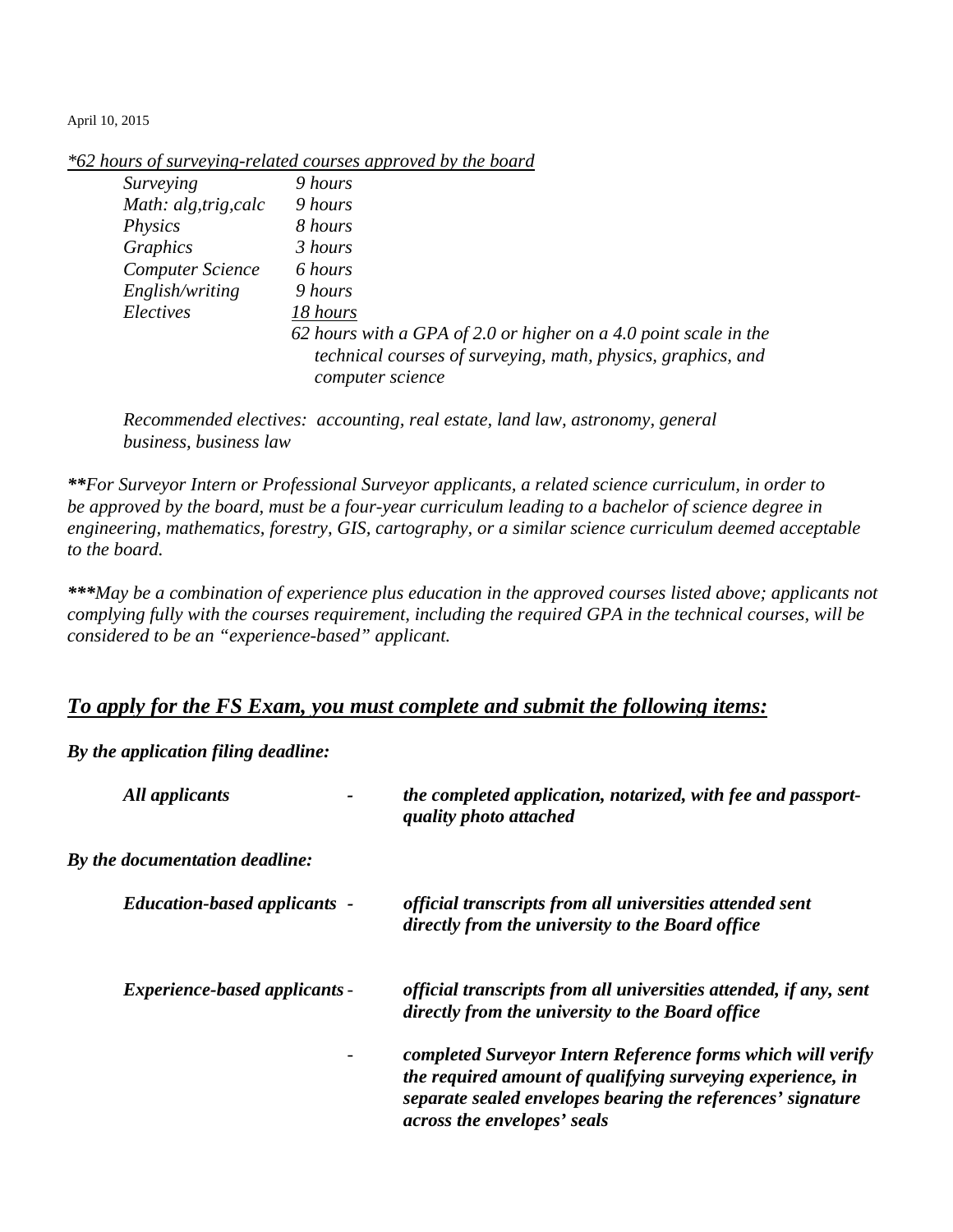April 10, 2015

*<u>*62 hours of surveying-related courses approved by the board</u>*

| | |
|---|---|
| *Surveying* | *9 hours* |
| *Math: alg,trig,calc* | *9 hours* |
| *Physics* | *8 hours* |
| *Graphics* | *3 hours* |
| *Computer Science* | *6 hours* |
| *English/writing* | *9 hours* |
| *Electives* | *<u>18 hours</u>* |
| | *62 hours with a GPA of 2.0 or higher on a 4.0 point scale in the technical courses of surveying, math, physics, graphics, and computer science* |

*Recommended electives: accounting, real estate, land law, astronomy, general business, business law*

***\*\*For Surveyor Intern or Professional Surveyor applicants, a related science curriculum, in order to be approved by the board, must be a four-year curriculum leading to a bachelor of science degree in engineering, mathematics, forestry, GIS, cartography, or a similar science curriculum deemed acceptable to the board.*

***\*\*\*May be a combination of experience plus education in the approved courses listed above; applicants not complying fully with the courses requirement, including the required GPA in the technical courses, will be considered to be an "experience-based" applicant.*

## ***<u>To apply for the FS Exam, you must complete and submit the following items:</u>***

***By the application filing deadline:***

| | | |
|---|---|---|
| ***All applicants*** | - | ***the completed application, notarized, with fee and passport-quality photo attached*** |

***By the documentation deadline:***

| | | |
|---|---|---|
| ***Education-based applicants*** | - | ***official transcripts from all universities attended sent directly from the university to the Board office*** |
| ***Experience-based applicants*** | - | ***official transcripts from all universities attended, if any, sent directly from the university to the Board office*** |
| | - | ***completed Surveyor Intern Reference forms which will verify the required amount of qualifying surveying experience, in separate sealed envelopes bearing the references' signature across the envelopes' seals*** |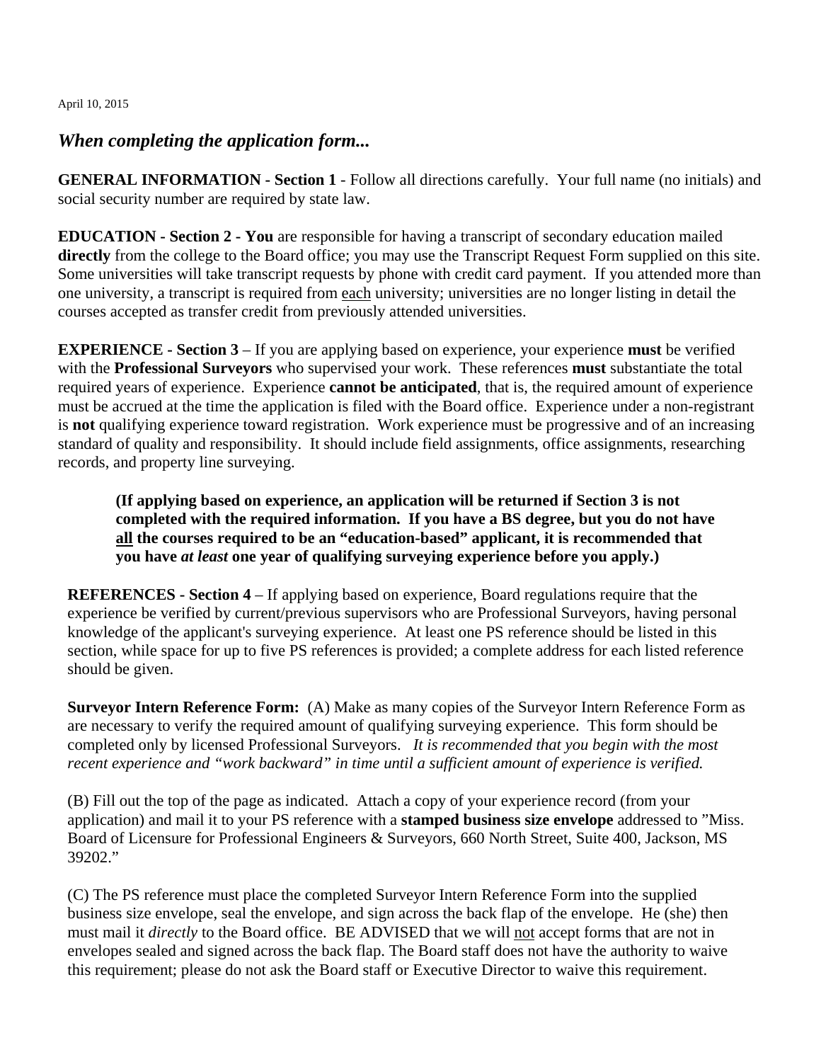April 10, 2015

## *When completing the application form...*

**GENERAL INFORMATION - Section 1** - Follow all directions carefully. Your full name (no initials) and social security number are required by state law.

**EDUCATION - Section 2 - You** are responsible for having a transcript of secondary education mailed **directly** from the college to the Board office; you may use the Transcript Request Form supplied on this site. Some universities will take transcript requests by phone with credit card payment. If you attended more than one university, a transcript is required from each university; universities are no longer listing in detail the courses accepted as transfer credit from previously attended universities.

**EXPERIENCE - Section 3** – If you are applying based on experience, your experience **must** be verified with the **Professional Surveyors** who supervised your work. These references **must** substantiate the total required years of experience. Experience **cannot be anticipated**, that is, the required amount of experience must be accrued at the time the application is filed with the Board office. Experience under a non-registrant is **not** qualifying experience toward registration. Work experience must be progressive and of an increasing standard of quality and responsibility. It should include field assignments, office assignments, researching records, and property line surveying.

> **(If applying based on experience, an application will be returned if Section 3 is not completed with the required information. If you have a BS degree, but you do not have all the courses required to be an "education-based" applicant, it is recommended that you have *at least* one year of qualifying surveying experience before you apply.)**

**REFERENCES - Section 4** – If applying based on experience, Board regulations require that the experience be verified by current/previous supervisors who are Professional Surveyors, having personal knowledge of the applicant's surveying experience. At least one PS reference should be listed in this section, while space for up to five PS references is provided; a complete address for each listed reference should be given.

**Surveyor Intern Reference Form:** (A) Make as many copies of the Surveyor Intern Reference Form as are necessary to verify the required amount of qualifying surveying experience. This form should be completed only by licensed Professional Surveyors. *It is recommended that you begin with the most recent experience and "work backward" in time until a sufficient amount of experience is verified.*

(B) Fill out the top of the page as indicated. Attach a copy of your experience record (from your application) and mail it to your PS reference with a **stamped business size envelope** addressed to "Miss. Board of Licensure for Professional Engineers & Surveyors, 660 North Street, Suite 400, Jackson, MS 39202."

(C) The PS reference must place the completed Surveyor Intern Reference Form into the supplied business size envelope, seal the envelope, and sign across the back flap of the envelope. He (she) then must mail it *directly* to the Board office. BE ADVISED that we will not accept forms that are not in envelopes sealed and signed across the back flap. The Board staff does not have the authority to waive this requirement; please do not ask the Board staff or Executive Director to waive this requirement.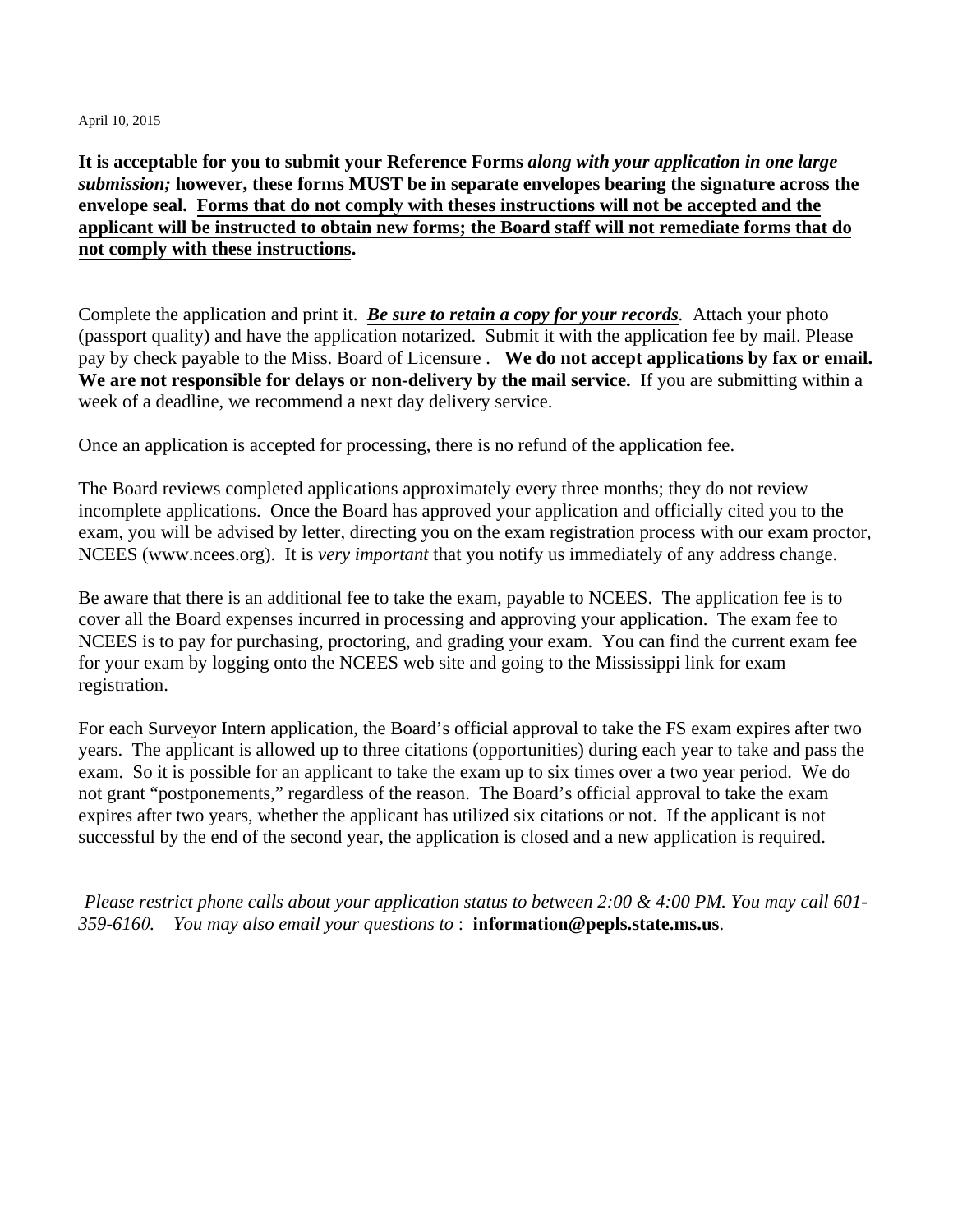April 10, 2015

**It is acceptable for you to submit your Reference Forms *along with your application in one large submission;* however, these forms MUST be in separate envelopes bearing the signature across the envelope seal. <u>Forms that do not comply with theses instructions will not be accepted and the applicant will be instructed to obtain new forms; the Board staff will not remediate forms that do not comply with these instructions</u>.**

Complete the application and print it. ***<u>Be sure to retain a copy for your records</u>*.** Attach your photo (passport quality) and have the application notarized. Submit it with the application fee by mail. Please pay by check payable to the Miss. Board of Licensure . **We do not accept applications by fax or email. We are not responsible for delays or non-delivery by the mail service.** If you are submitting within a week of a deadline, we recommend a next day delivery service.

Once an application is accepted for processing, there is no refund of the application fee.

The Board reviews completed applications approximately every three months; they do not review incomplete applications. Once the Board has approved your application and officially cited you to the exam, you will be advised by letter, directing you on the exam registration process with our exam proctor, NCEES (www.ncees.org). It is *very important* that you notify us immediately of any address change.

Be aware that there is an additional fee to take the exam, payable to NCEES. The application fee is to cover all the Board expenses incurred in processing and approving your application. The exam fee to NCEES is to pay for purchasing, proctoring, and grading your exam. You can find the current exam fee for your exam by logging onto the NCEES web site and going to the Mississippi link for exam registration.

For each Surveyor Intern application, the Board's official approval to take the FS exam expires after two years. The applicant is allowed up to three citations (opportunities) during each year to take and pass the exam. So it is possible for an applicant to take the exam up to six times over a two year period. We do not grant "postponements," regardless of the reason. The Board's official approval to take the exam expires after two years, whether the applicant has utilized six citations or not. If the applicant is not successful by the end of the second year, the application is closed and a new application is required.

*Please restrict phone calls about your application status to between 2:00 & 4:00 PM. You may call 601-359-6160. You may also email your questions to* : **information@pepls.state.ms.us**.